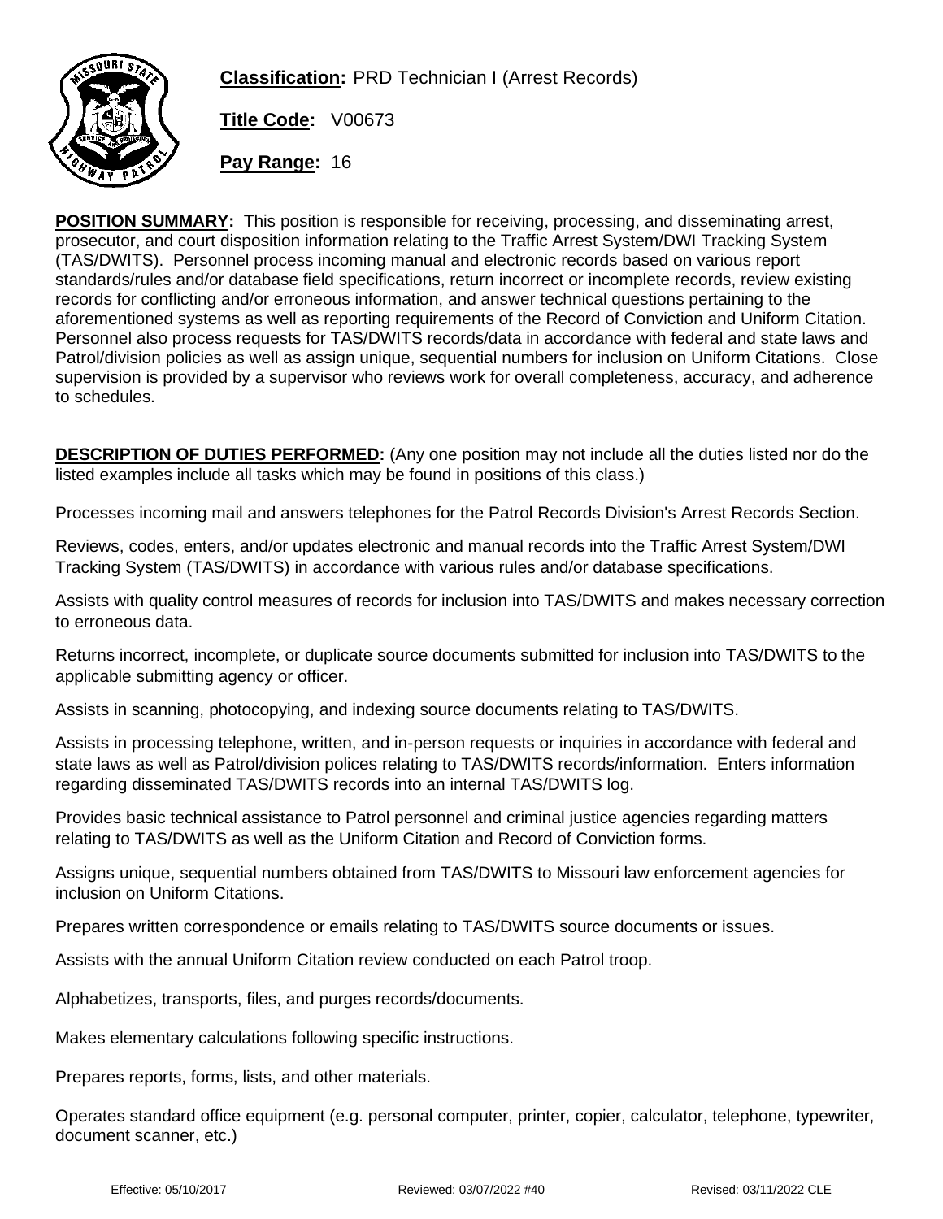**Classification:** PRD Technician I (Arrest Records)

**Title Code:** V00673

**Pay Range:** 16

**POSITION SUMMARY:** This position is responsible for receiving, processing, and disseminating arrest, prosecutor, and court disposition information relating to the Traffic Arrest System/DWI Tracking System (TAS/DWITS). Personnel process incoming manual and electronic records based on various report standards/rules and/or database field specifications, return incorrect or incomplete records, review existing records for conflicting and/or erroneous information, and answer technical questions pertaining to the aforementioned systems as well as reporting requirements of the Record of Conviction and Uniform Citation. Personnel also process requests for TAS/DWITS records/data in accordance with federal and state laws and Patrol/division policies as well as assign unique, sequential numbers for inclusion on Uniform Citations. Close supervision is provided by a supervisor who reviews work for overall completeness, accuracy, and adherence to schedules.

**DESCRIPTION OF DUTIES PERFORMED:** (Any one position may not include all the duties listed nor do the listed examples include all tasks which may be found in positions of this class.)

Processes incoming mail and answers telephones for the Patrol Records Division's Arrest Records Section.

Reviews, codes, enters, and/or updates electronic and manual records into the Traffic Arrest System/DWI Tracking System (TAS/DWITS) in accordance with various rules and/or database specifications.

Assists with quality control measures of records for inclusion into TAS/DWITS and makes necessary correction to erroneous data.

Returns incorrect, incomplete, or duplicate source documents submitted for inclusion into TAS/DWITS to the applicable submitting agency or officer.

Assists in scanning, photocopying, and indexing source documents relating to TAS/DWITS.

Assists in processing telephone, written, and in-person requests or inquiries in accordance with federal and state laws as well as Patrol/division polices relating to TAS/DWITS records/information. Enters information regarding disseminated TAS/DWITS records into an internal TAS/DWITS log.

Provides basic technical assistance to Patrol personnel and criminal justice agencies regarding matters relating to TAS/DWITS as well as the Uniform Citation and Record of Conviction forms.

Assigns unique, sequential numbers obtained from TAS/DWITS to Missouri law enforcement agencies for inclusion on Uniform Citations.

Prepares written correspondence or emails relating to TAS/DWITS source documents or issues.

Assists with the annual Uniform Citation review conducted on each Patrol troop.

Alphabetizes, transports, files, and purges records/documents.

Makes elementary calculations following specific instructions.

Prepares reports, forms, lists, and other materials.

Operates standard office equipment (e.g. personal computer, printer, copier, calculator, telephone, typewriter, document scanner, etc.)

Effective: 05/10/2017 Reviewed: 03/07/2022 #40 Revised: 03/11/2022 CLE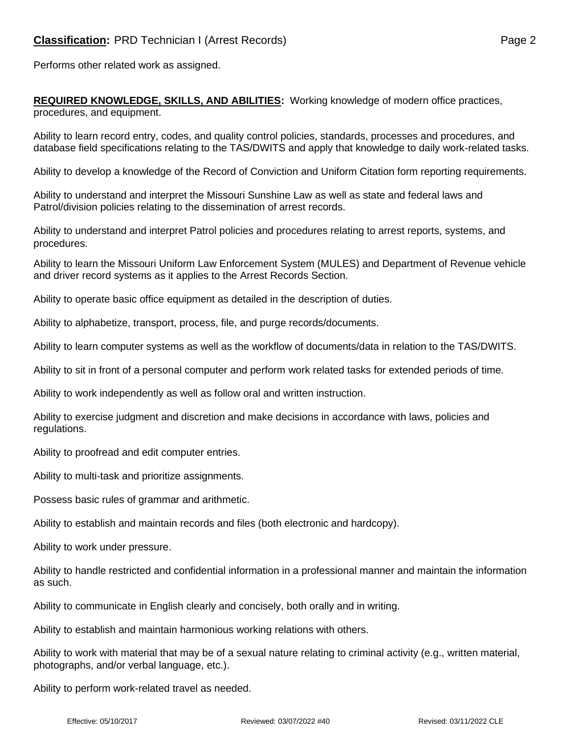Performs other related work as assigned.

**REQUIRED KNOWLEDGE, SKILLS, AND ABILITIES:** Working knowledge of modern office practices, procedures, and equipment.

Ability to learn record entry, codes, and quality control policies, standards, processes and procedures, and database field specifications relating to the TAS/DWITS and apply that knowledge to daily work-related tasks.

Ability to develop a knowledge of the Record of Conviction and Uniform Citation form reporting requirements.

Ability to understand and interpret the Missouri Sunshine Law as well as state and federal laws and Patrol/division policies relating to the dissemination of arrest records.

Ability to understand and interpret Patrol policies and procedures relating to arrest reports, systems, and procedures.

Ability to learn the Missouri Uniform Law Enforcement System (MULES) and Department of Revenue vehicle and driver record systems as it applies to the Arrest Records Section.

Ability to operate basic office equipment as detailed in the description of duties.

Ability to alphabetize, transport, process, file, and purge records/documents.

Ability to learn computer systems as well as the workflow of documents/data in relation to the TAS/DWITS.

Ability to sit in front of a personal computer and perform work related tasks for extended periods of time.

Ability to work independently as well as follow oral and written instruction.

Ability to exercise judgment and discretion and make decisions in accordance with laws, policies and regulations.

Ability to proofread and edit computer entries.

Ability to multi-task and prioritize assignments.

Possess basic rules of grammar and arithmetic.

Ability to establish and maintain records and files (both electronic and hardcopy).

Ability to work under pressure.

Ability to handle restricted and confidential information in a professional manner and maintain the information as such.

Ability to communicate in English clearly and concisely, both orally and in writing.

Ability to establish and maintain harmonious working relations with others.

Ability to work with material that may be of a sexual nature relating to criminal activity (e.g., written material, photographs, and/or verbal language, etc.).

Ability to perform work-related travel as needed.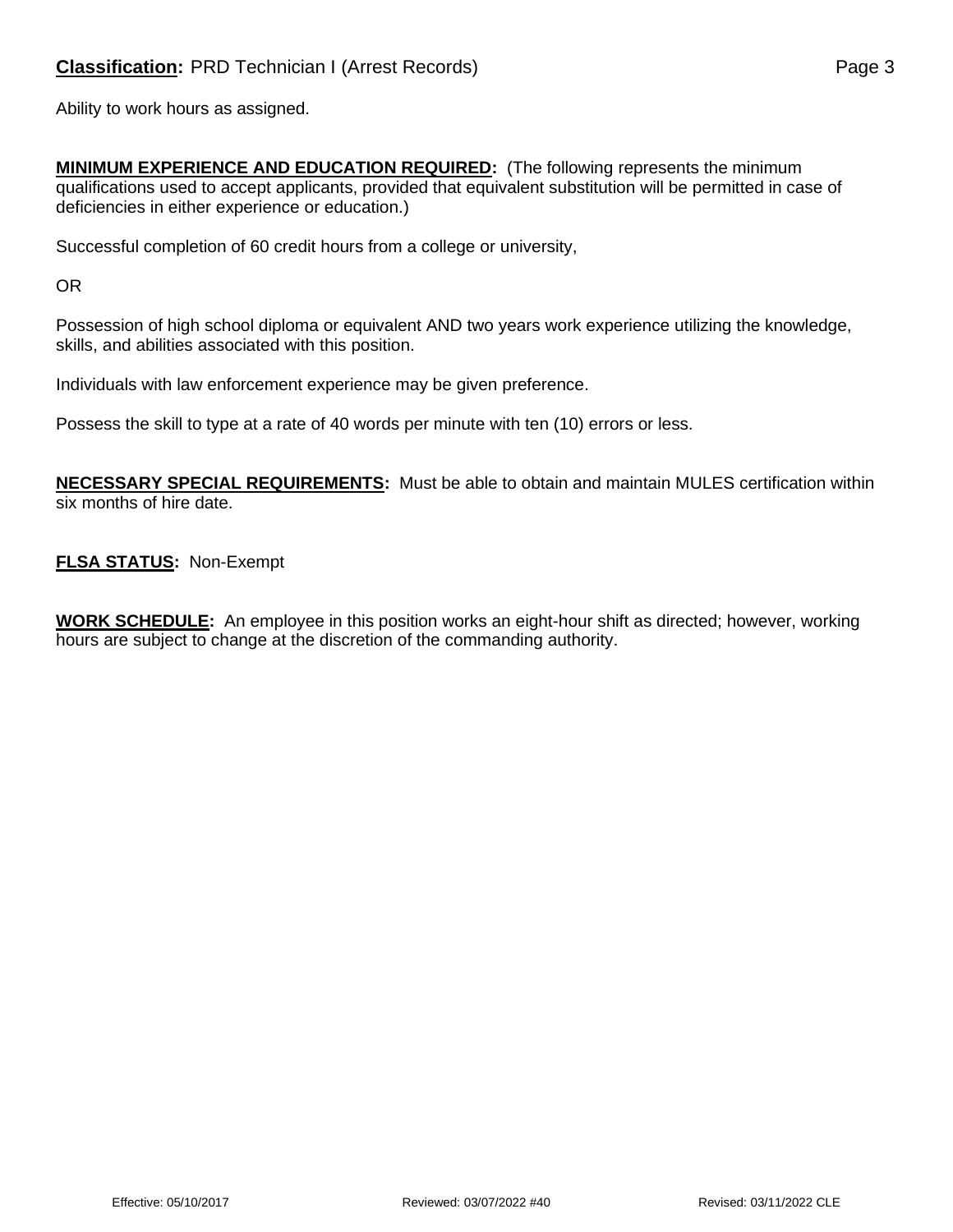Ability to work hours as assigned.

**MINIMUM EXPERIENCE AND EDUCATION REQUIRED:** (The following represents the minimum qualifications used to accept applicants, provided that equivalent substitution will be permitted in case of deficiencies in either experience or education.)

Successful completion of 60 credit hours from a college or university,

OR

Possession of high school diploma or equivalent AND two years work experience utilizing the knowledge, skills, and abilities associated with this position.

Individuals with law enforcement experience may be given preference.

Possess the skill to type at a rate of 40 words per minute with ten (10) errors or less.

**NECESSARY SPECIAL REQUIREMENTS:** Must be able to obtain and maintain MULES certification within six months of hire date.

**FLSA STATUS:** Non-Exempt

**WORK SCHEDULE:** An employee in this position works an eight-hour shift as directed; however, working hours are subject to change at the discretion of the commanding authority.

Effective: 05/10/2017 Reviewed: 03/07/2022 #40 Revised: 03/11/2022 CLE